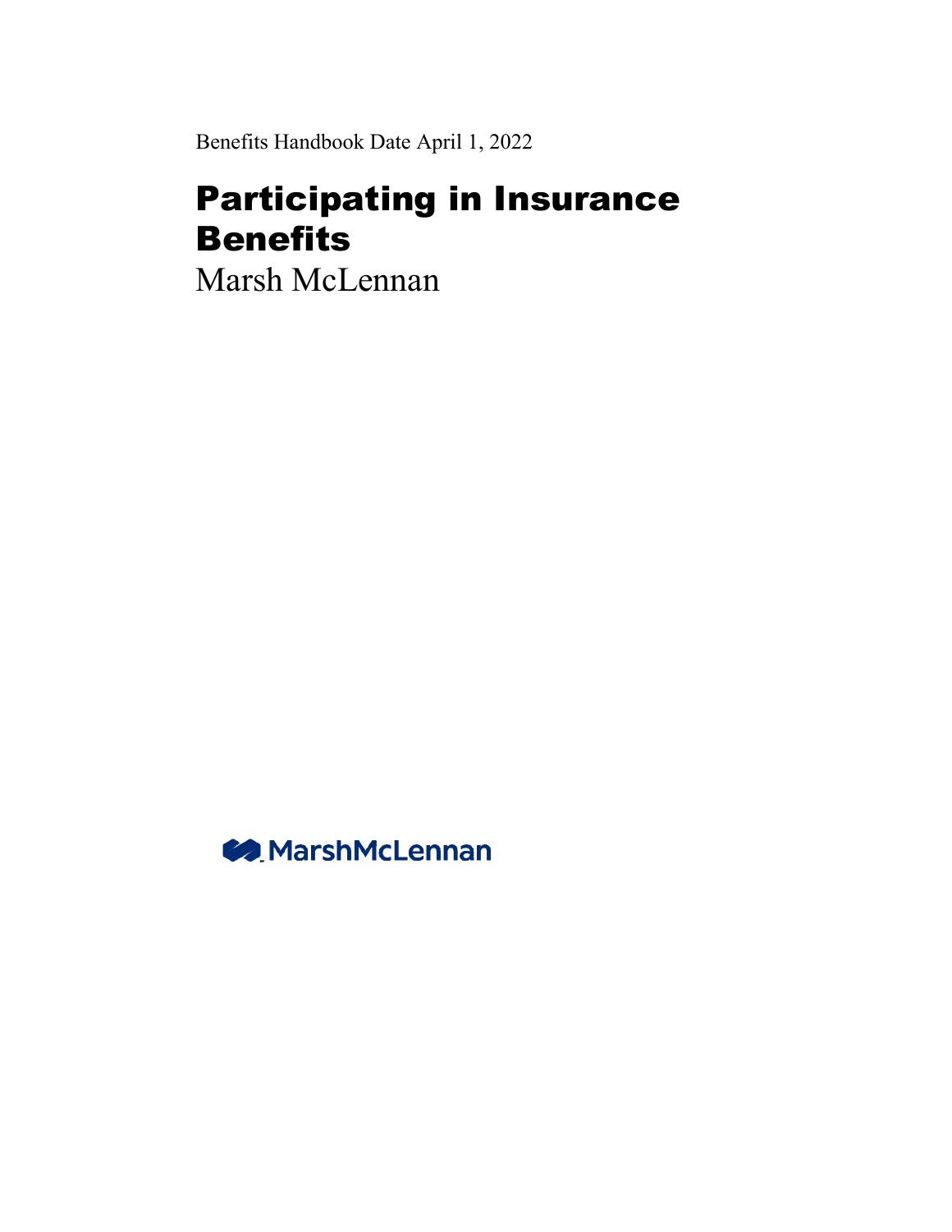Benefits Handbook Date April 1, 2022

# Participating in Insurance Benefits

Marsh McLennan

MarshMcLennan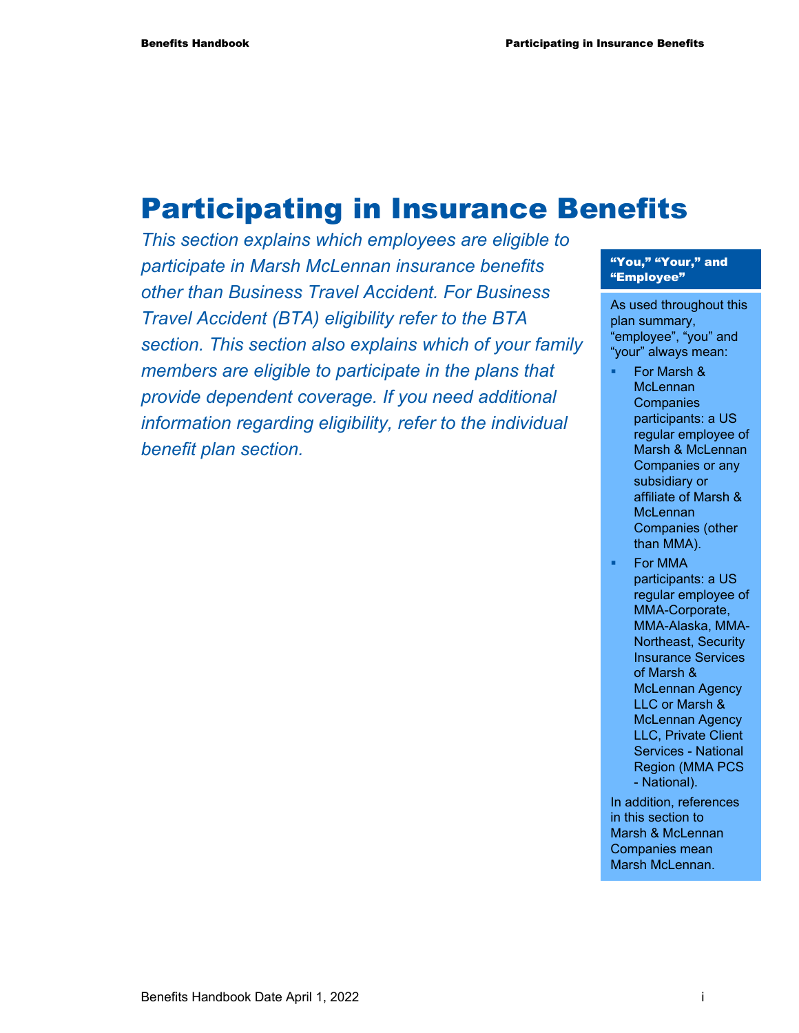# Participating in Insurance Benefits

*This section explains which employees are eligible to participate in Marsh McLennan insurance benefits other than Business Travel Accident. For Business Travel Accident (BTA) eligibility refer to the BTA section. This section also explains which of your family members are eligible to participate in the plans that provide dependent coverage. If you need additional information regarding eligibility, refer to the individual benefit plan section.*

**"You," "Your," and "Employee"**

As used throughout this plan summary, "employee", "you" and "your" always mean:

- For Marsh & McLennan Companies participants: a US regular employee of Marsh & McLennan Companies or any subsidiary or affiliate of Marsh & McLennan Companies (other than MMA).
- For MMA participants: a US regular employee of MMA-Corporate, MMA-Alaska, MMA-Northeast, Security Insurance Services of Marsh & McLennan Agency LLC or Marsh & McLennan Agency LLC, Private Client Services - National Region (MMA PCS - National).

In addition, references in this section to Marsh & McLennan Companies mean Marsh McLennan.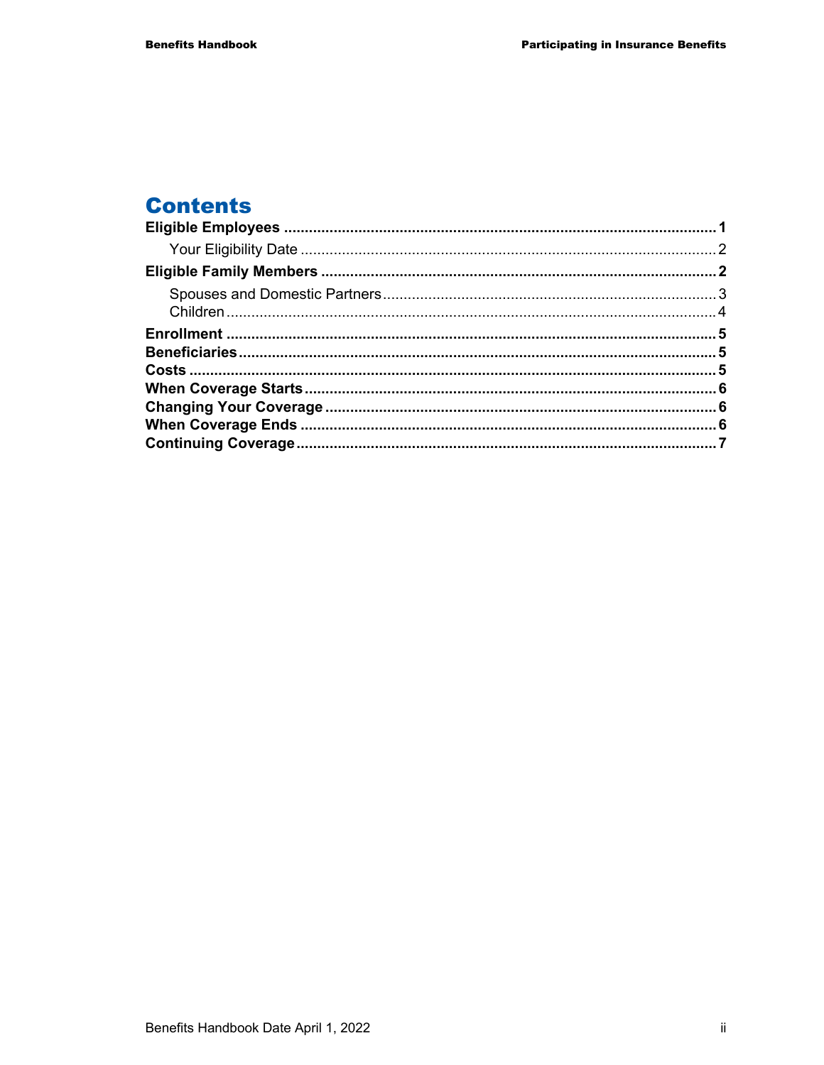# Contents

**Eligible Employees** .......................................................................................................... **1**

- Your Eligibility Date ........................................................................................................ 2

**Eligible Family Members** ................................................................................................. **2**

- Spouses and Domestic Partners ...................................................................................... 3
- Children ........................................................................................................................... 4

**Enrollment** ........................................................................................................................ **5**

**Beneficiaries** ..................................................................................................................... **5**

**Costs** ................................................................................................................................. **5**

**When Coverage Starts** ...................................................................................................... **6**

**Changing Your Coverage** ................................................................................................. **6**

**When Coverage Ends** ....................................................................................................... **6**

**Continuing Coverage** ........................................................................................................ **7**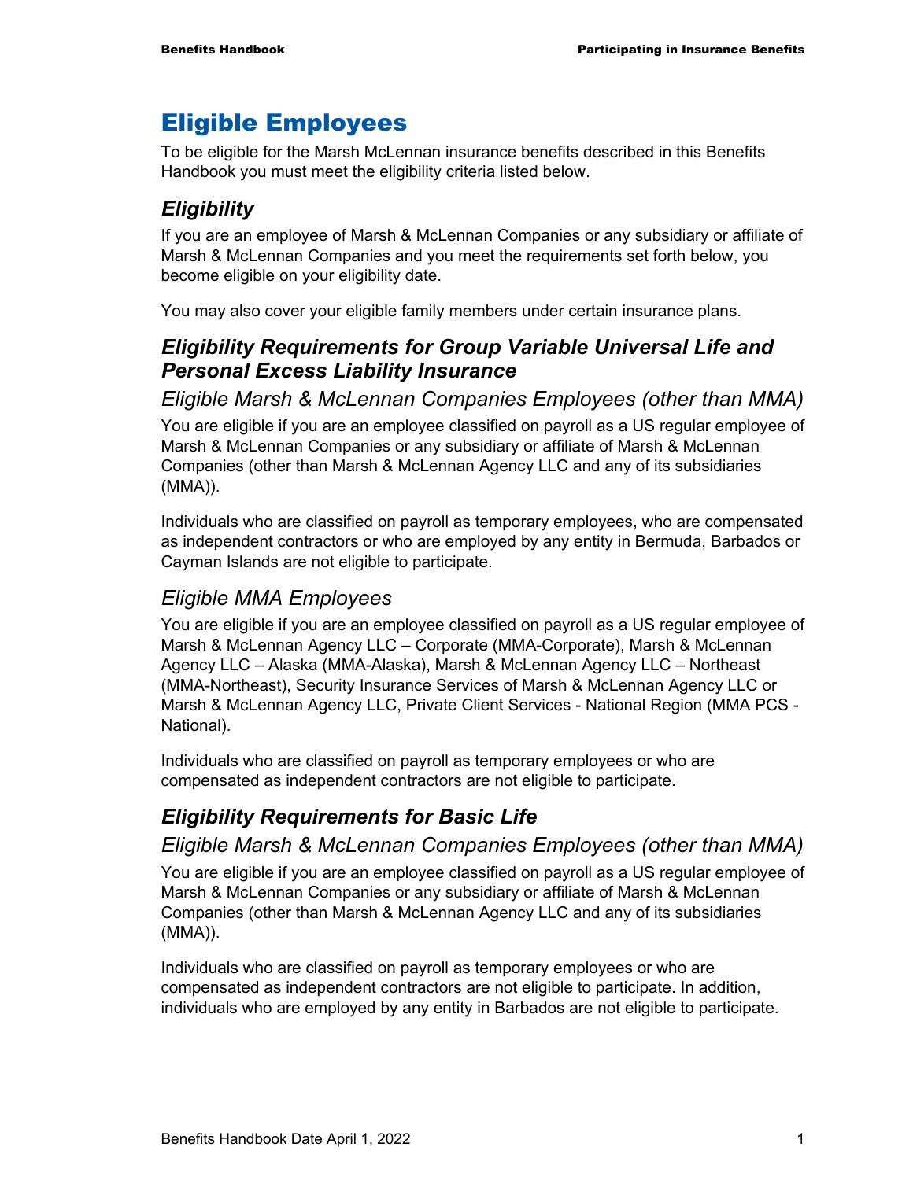# Eligible Employees

To be eligible for the Marsh McLennan insurance benefits described in this Benefits Handbook you must meet the eligibility criteria listed below.

## *Eligibility*

If you are an employee of Marsh & McLennan Companies or any subsidiary or affiliate of Marsh & McLennan Companies and you meet the requirements set forth below, you become eligible on your eligibility date.

You may also cover your eligible family members under certain insurance plans.

## *Eligibility Requirements for Group Variable Universal Life and Personal Excess Liability Insurance*

### *Eligible Marsh & McLennan Companies Employees (other than MMA)*

You are eligible if you are an employee classified on payroll as a US regular employee of Marsh & McLennan Companies or any subsidiary or affiliate of Marsh & McLennan Companies (other than Marsh & McLennan Agency LLC and any of its subsidiaries (MMA)).

Individuals who are classified on payroll as temporary employees, who are compensated as independent contractors or who are employed by any entity in Bermuda, Barbados or Cayman Islands are not eligible to participate.

### *Eligible MMA Employees*

You are eligible if you are an employee classified on payroll as a US regular employee of Marsh & McLennan Agency LLC – Corporate (MMA-Corporate), Marsh & McLennan Agency LLC – Alaska (MMA-Alaska), Marsh & McLennan Agency LLC – Northeast (MMA-Northeast), Security Insurance Services of Marsh & McLennan Agency LLC or Marsh & McLennan Agency LLC, Private Client Services - National Region (MMA PCS - National).

Individuals who are classified on payroll as temporary employees or who are compensated as independent contractors are not eligible to participate.

## *Eligibility Requirements for Basic Life*

### *Eligible Marsh & McLennan Companies Employees (other than MMA)*

You are eligible if you are an employee classified on payroll as a US regular employee of Marsh & McLennan Companies or any subsidiary or affiliate of Marsh & McLennan Companies (other than Marsh & McLennan Agency LLC and any of its subsidiaries (MMA)).

Individuals who are classified on payroll as temporary employees or who are compensated as independent contractors are not eligible to participate. In addition, individuals who are employed by any entity in Barbados are not eligible to participate.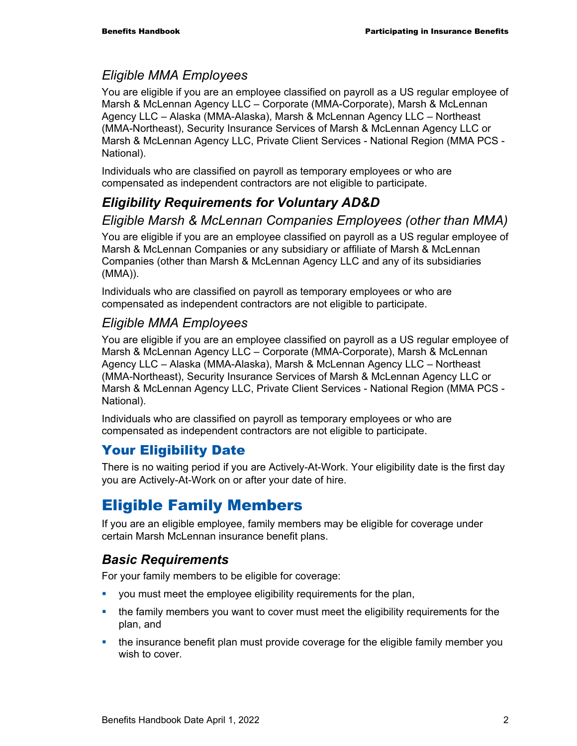### *Eligible MMA Employees*

You are eligible if you are an employee classified on payroll as a US regular employee of Marsh & McLennan Agency LLC – Corporate (MMA-Corporate), Marsh & McLennan Agency LLC – Alaska (MMA-Alaska), Marsh & McLennan Agency LLC – Northeast (MMA-Northeast), Security Insurance Services of Marsh & McLennan Agency LLC or Marsh & McLennan Agency LLC, Private Client Services - National Region (MMA PCS - National).

Individuals who are classified on payroll as temporary employees or who are compensated as independent contractors are not eligible to participate.

## *Eligibility Requirements for Voluntary AD&D*

### *Eligible Marsh & McLennan Companies Employees (other than MMA)*

You are eligible if you are an employee classified on payroll as a US regular employee of Marsh & McLennan Companies or any subsidiary or affiliate of Marsh & McLennan Companies (other than Marsh & McLennan Agency LLC and any of its subsidiaries (MMA)).

Individuals who are classified on payroll as temporary employees or who are compensated as independent contractors are not eligible to participate.

### *Eligible MMA Employees*

You are eligible if you are an employee classified on payroll as a US regular employee of Marsh & McLennan Agency LLC – Corporate (MMA-Corporate), Marsh & McLennan Agency LLC – Alaska (MMA-Alaska), Marsh & McLennan Agency LLC – Northeast (MMA-Northeast), Security Insurance Services of Marsh & McLennan Agency LLC or Marsh & McLennan Agency LLC, Private Client Services - National Region (MMA PCS - National).

Individuals who are classified on payroll as temporary employees or who are compensated as independent contractors are not eligible to participate.

## Your Eligibility Date

There is no waiting period if you are Actively-At-Work. Your eligibility date is the first day you are Actively-At-Work on or after your date of hire.

# Eligible Family Members

If you are an eligible employee, family members may be eligible for coverage under certain Marsh McLennan insurance benefit plans.

## *Basic Requirements*

For your family members to be eligible for coverage:

- you must meet the employee eligibility requirements for the plan,
- the family members you want to cover must meet the eligibility requirements for the plan, and
- the insurance benefit plan must provide coverage for the eligible family member you wish to cover.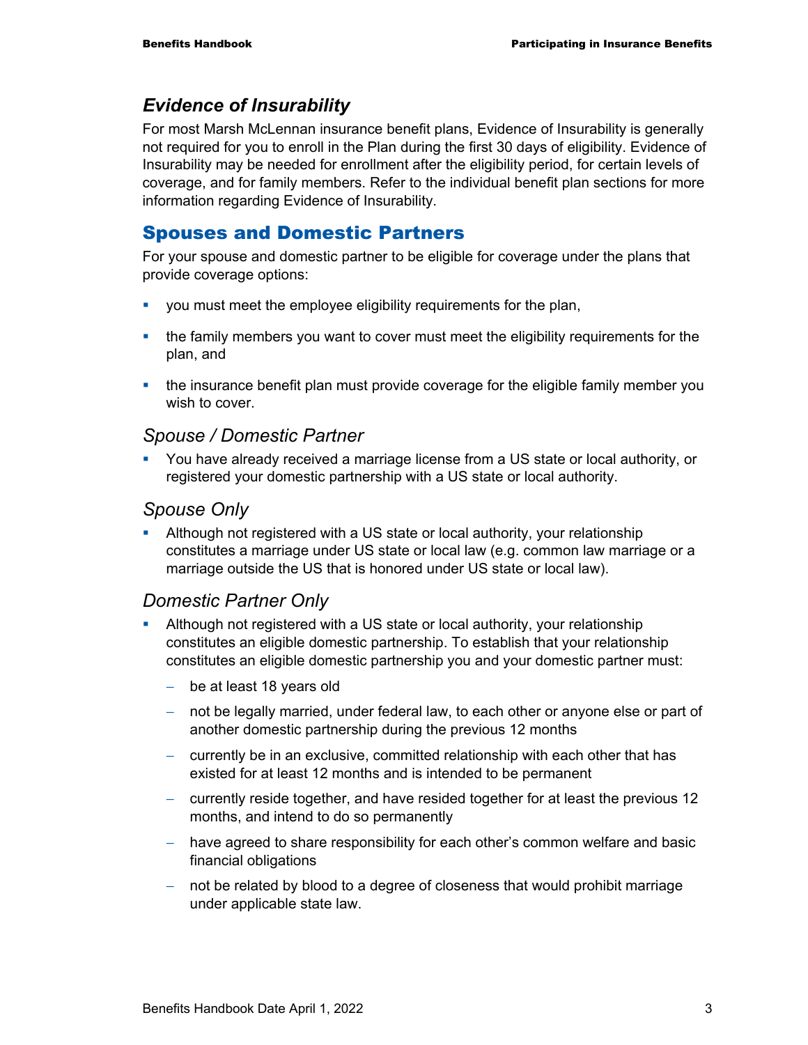### *Evidence of Insurability*

For most Marsh McLennan insurance benefit plans, Evidence of Insurability is generally not required for you to enroll in the Plan during the first 30 days of eligibility. Evidence of Insurability may be needed for enrollment after the eligibility period, for certain levels of coverage, and for family members. Refer to the individual benefit plan sections for more information regarding Evidence of Insurability.

## Spouses and Domestic Partners

For your spouse and domestic partner to be eligible for coverage under the plans that provide coverage options:

- you must meet the employee eligibility requirements for the plan,
- the family members you want to cover must meet the eligibility requirements for the plan, and
- the insurance benefit plan must provide coverage for the eligible family member you wish to cover.

### *Spouse / Domestic Partner*

- You have already received a marriage license from a US state or local authority, or registered your domestic partnership with a US state or local authority.

### *Spouse Only*

- Although not registered with a US state or local authority, your relationship constitutes a marriage under US state or local law (e.g. common law marriage or a marriage outside the US that is honored under US state or local law).

### *Domestic Partner Only*

- Although not registered with a US state or local authority, your relationship constitutes an eligible domestic partnership. To establish that your relationship constitutes an eligible domestic partnership you and your domestic partner must:
  - be at least 18 years old
  - not be legally married, under federal law, to each other or anyone else or part of another domestic partnership during the previous 12 months
  - currently be in an exclusive, committed relationship with each other that has existed for at least 12 months and is intended to be permanent
  - currently reside together, and have resided together for at least the previous 12 months, and intend to do so permanently
  - have agreed to share responsibility for each other's common welfare and basic financial obligations
  - not be related by blood to a degree of closeness that would prohibit marriage under applicable state law.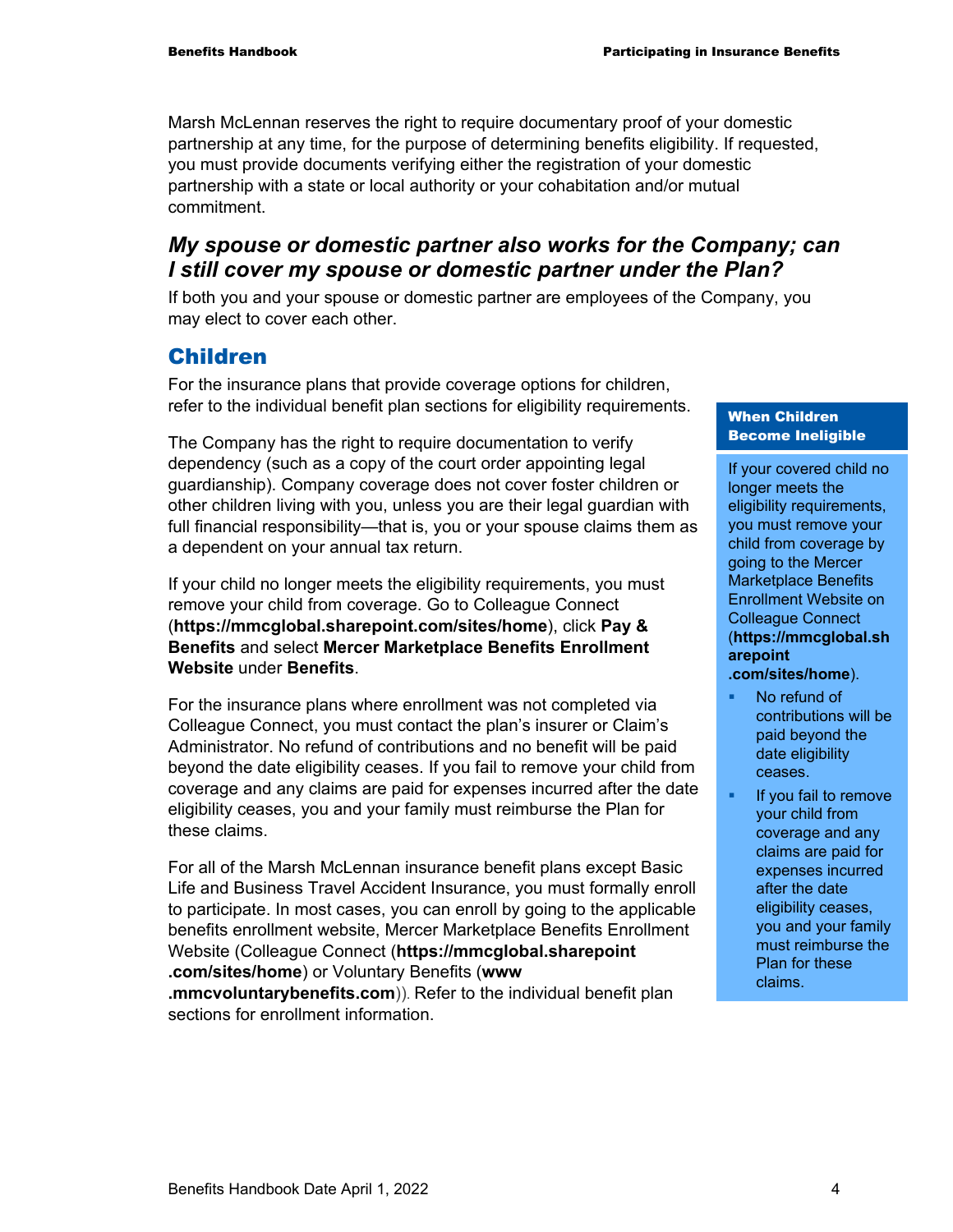Marsh McLennan reserves the right to require documentary proof of your domestic partnership at any time, for the purpose of determining benefits eligibility. If requested, you must provide documents verifying either the registration of your domestic partnership with a state or local authority or your cohabitation and/or mutual commitment.

### *My spouse or domestic partner also works for the Company; can I still cover my spouse or domestic partner under the Plan?*

If both you and your spouse or domestic partner are employees of the Company, you may elect to cover each other.

## Children

For the insurance plans that provide coverage options for children, refer to the individual benefit plan sections for eligibility requirements.

The Company has the right to require documentation to verify dependency (such as a copy of the court order appointing legal guardianship). Company coverage does not cover foster children or other children living with you, unless you are their legal guardian with full financial responsibility—that is, you or your spouse claims them as a dependent on your annual tax return.

If your child no longer meets the eligibility requirements, you must remove your child from coverage. Go to Colleague Connect (**https://mmcglobal.sharepoint.com/sites/home**), click **Pay & Benefits** and select **Mercer Marketplace Benefits Enrollment Website** under **Benefits**.

For the insurance plans where enrollment was not completed via Colleague Connect, you must contact the plan's insurer or Claim's Administrator. No refund of contributions and no benefit will be paid beyond the date eligibility ceases. If you fail to remove your child from coverage and any claims are paid for expenses incurred after the date eligibility ceases, you and your family must reimburse the Plan for these claims.

For all of the Marsh McLennan insurance benefit plans except Basic Life and Business Travel Accident Insurance, you must formally enroll to participate. In most cases, you can enroll by going to the applicable benefits enrollment website, Mercer Marketplace Benefits Enrollment Website (Colleague Connect (**https://mmcglobal.sharepoint.com/sites/home**) or Voluntary Benefits (**www.mmcvoluntarybenefits.com**)). Refer to the individual benefit plan sections for enrollment information.

**When Children Become Ineligible**

If your covered child no longer meets the eligibility requirements, you must remove your child from coverage by going to the Mercer Marketplace Benefits Enrollment Website on Colleague Connect (**https://mmcglobal.sharepoint.com/sites/home**).

- No refund of contributions will be paid beyond the date eligibility ceases.
- If you fail to remove your child from coverage and any claims are paid for expenses incurred after the date eligibility ceases, you and your family must reimburse the Plan for these claims.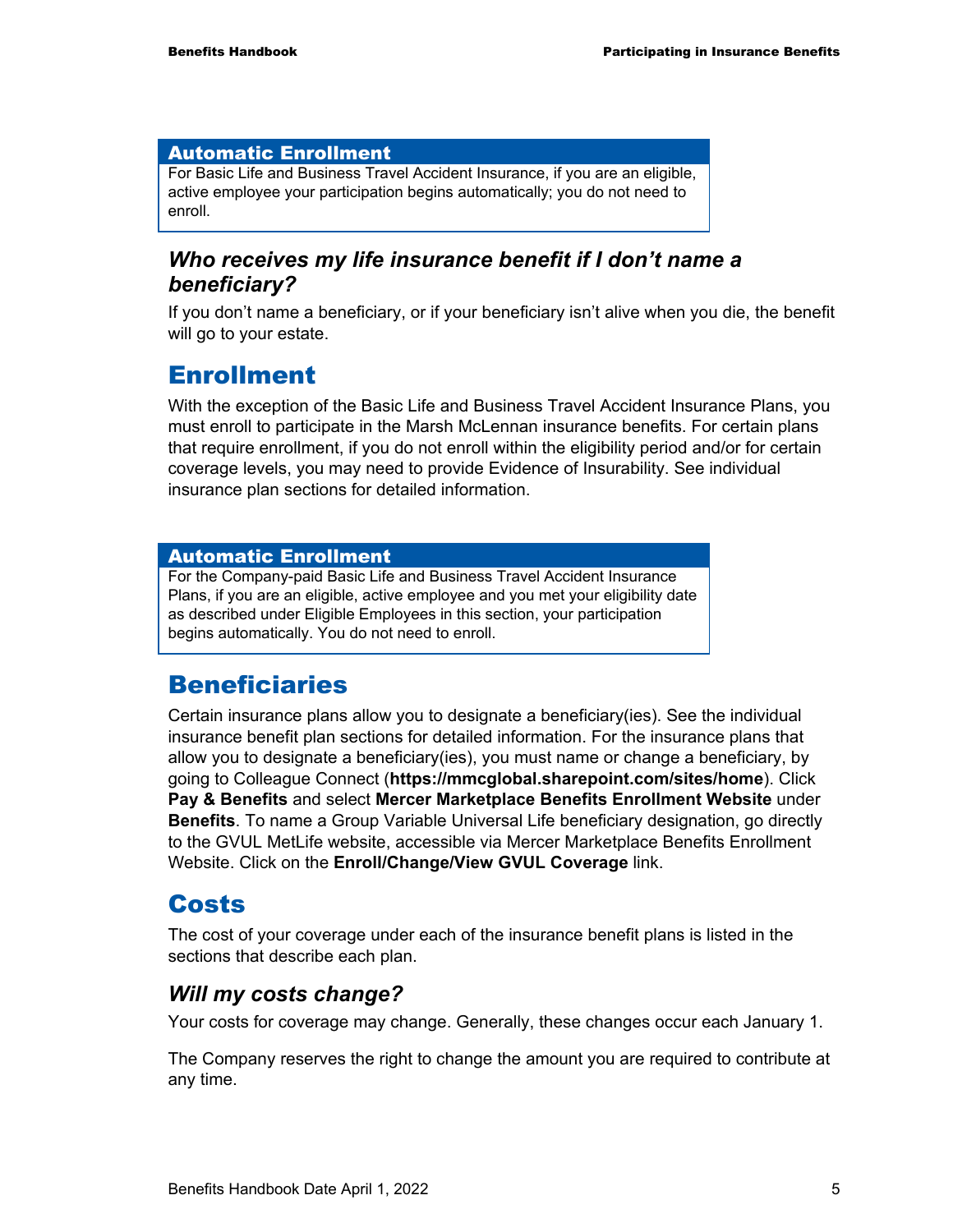**Automatic Enrollment**

For Basic Life and Business Travel Accident Insurance, if you are an eligible, active employee your participation begins automatically; you do not need to enroll.

### *Who receives my life insurance benefit if I don't name a beneficiary?*

If you don't name a beneficiary, or if your beneficiary isn't alive when you die, the benefit will go to your estate.

## Enrollment

With the exception of the Basic Life and Business Travel Accident Insurance Plans, you must enroll to participate in the Marsh McLennan insurance benefits. For certain plans that require enrollment, if you do not enroll within the eligibility period and/or for certain coverage levels, you may need to provide Evidence of Insurability. See individual insurance plan sections for detailed information.

**Automatic Enrollment**

For the Company-paid Basic Life and Business Travel Accident Insurance Plans, if you are an eligible, active employee and you met your eligibility date as described under Eligible Employees in this section, your participation begins automatically. You do not need to enroll.

## Beneficiaries

Certain insurance plans allow you to designate a beneficiary(ies). See the individual insurance benefit plan sections for detailed information. For the insurance plans that allow you to designate a beneficiary(ies), you must name or change a beneficiary, by going to Colleague Connect (**https://mmcglobal.sharepoint.com/sites/home**). Click **Pay & Benefits** and select **Mercer Marketplace Benefits Enrollment Website** under **Benefits**. To name a Group Variable Universal Life beneficiary designation, go directly to the GVUL MetLife website, accessible via Mercer Marketplace Benefits Enrollment Website. Click on the **Enroll/Change/View GVUL Coverage** link.

## Costs

The cost of your coverage under each of the insurance benefit plans is listed in the sections that describe each plan.

### *Will my costs change?*

Your costs for coverage may change. Generally, these changes occur each January 1.

The Company reserves the right to change the amount you are required to contribute at any time.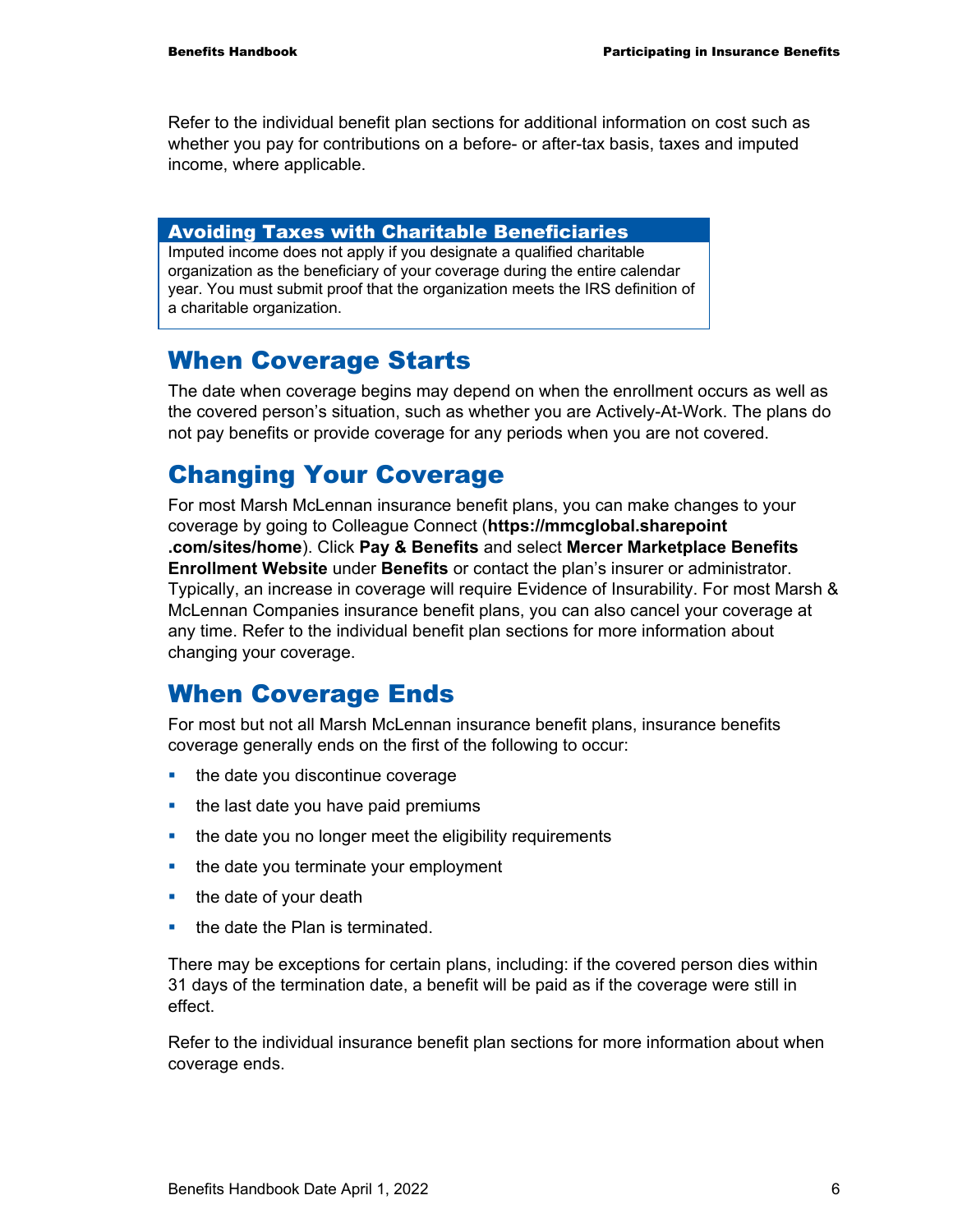Refer to the individual benefit plan sections for additional information on cost such as whether you pay for contributions on a before- or after-tax basis, taxes and imputed income, where applicable.

**Avoiding Taxes with Charitable Beneficiaries**

Imputed income does not apply if you designate a qualified charitable organization as the beneficiary of your coverage during the entire calendar year. You must submit proof that the organization meets the IRS definition of a charitable organization.

## When Coverage Starts

The date when coverage begins may depend on when the enrollment occurs as well as the covered person's situation, such as whether you are Actively-At-Work. The plans do not pay benefits or provide coverage for any periods when you are not covered.

## Changing Your Coverage

For most Marsh McLennan insurance benefit plans, you can make changes to your coverage by going to Colleague Connect (**https://mmcglobal.sharepoint.com/sites/home**). Click **Pay & Benefits** and select **Mercer Marketplace Benefits Enrollment Website** under **Benefits** or contact the plan's insurer or administrator. Typically, an increase in coverage will require Evidence of Insurability. For most Marsh & McLennan Companies insurance benefit plans, you can also cancel your coverage at any time. Refer to the individual benefit plan sections for more information about changing your coverage.

## When Coverage Ends

For most but not all Marsh McLennan insurance benefit plans, insurance benefits coverage generally ends on the first of the following to occur:

- the date you discontinue coverage
- the last date you have paid premiums
- the date you no longer meet the eligibility requirements
- the date you terminate your employment
- the date of your death
- the date the Plan is terminated.

There may be exceptions for certain plans, including: if the covered person dies within 31 days of the termination date, a benefit will be paid as if the coverage were still in effect.

Refer to the individual insurance benefit plan sections for more information about when coverage ends.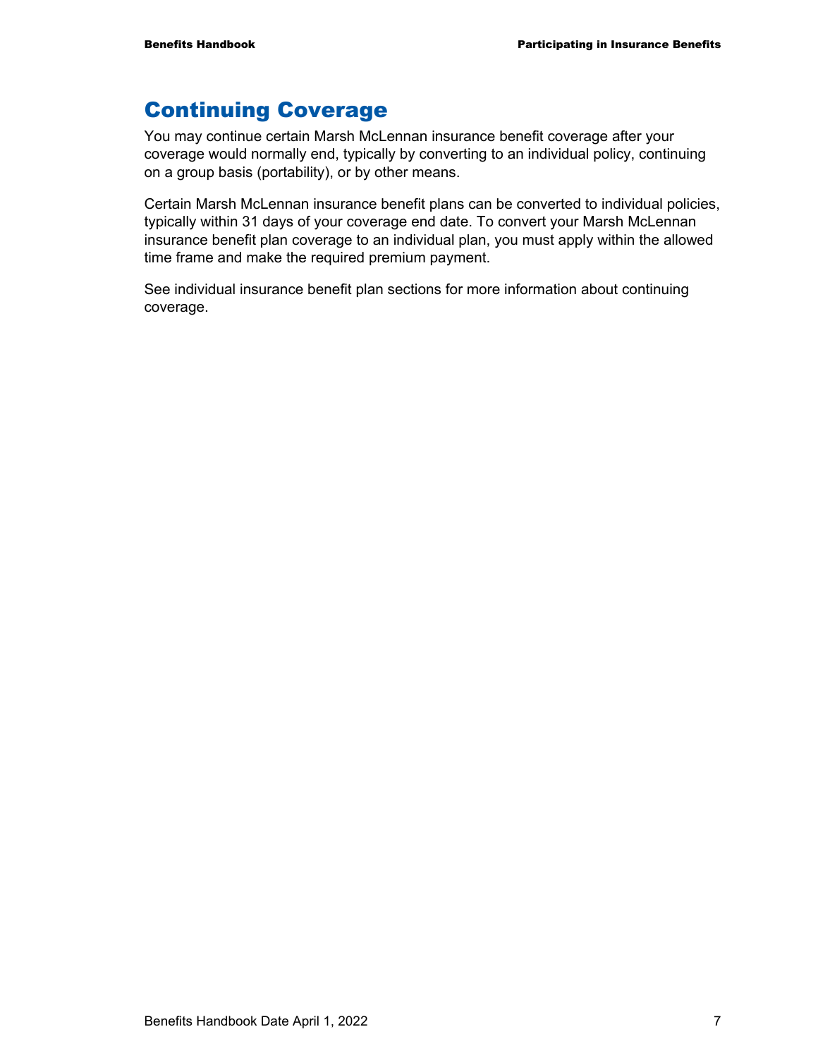## Continuing Coverage

You may continue certain Marsh McLennan insurance benefit coverage after your coverage would normally end, typically by converting to an individual policy, continuing on a group basis (portability), or by other means.

Certain Marsh McLennan insurance benefit plans can be converted to individual policies, typically within 31 days of your coverage end date. To convert your Marsh McLennan insurance benefit plan coverage to an individual plan, you must apply within the allowed time frame and make the required premium payment.

See individual insurance benefit plan sections for more information about continuing coverage.